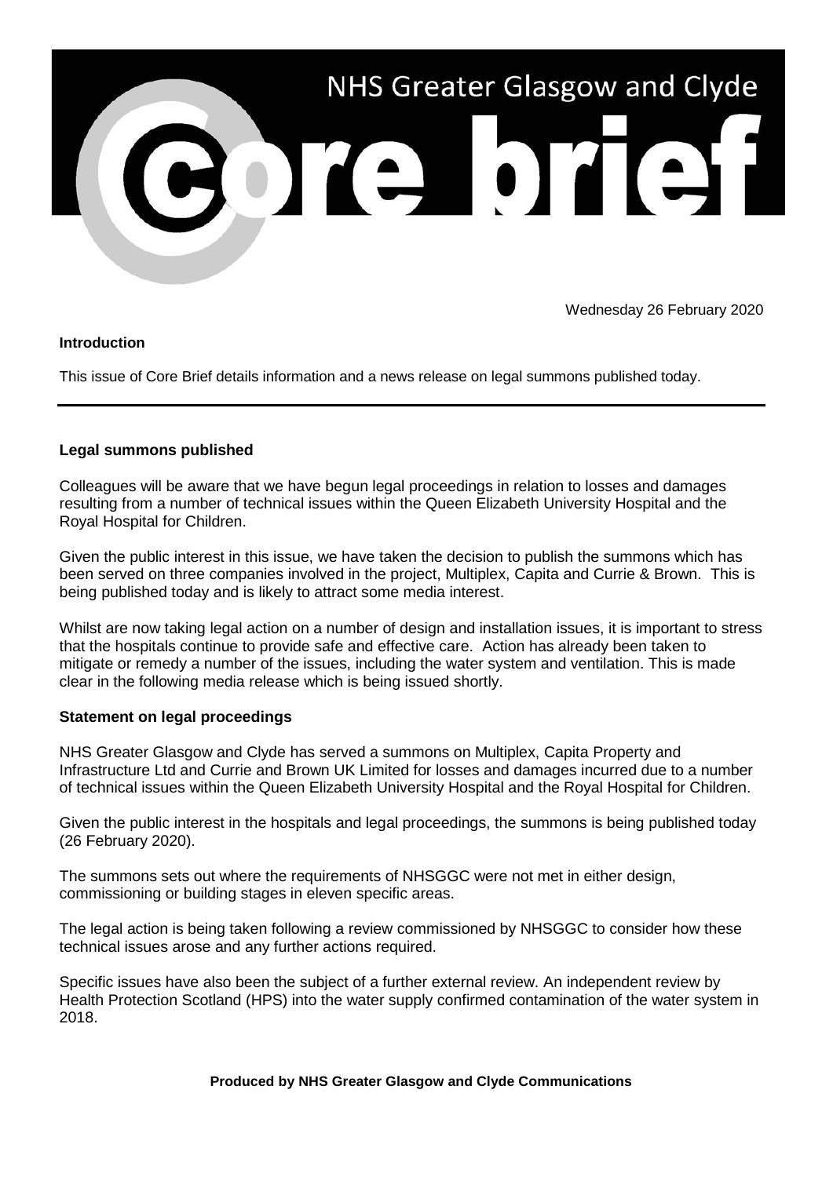# NHS Greater Glasgow and Clyde

# Core brief

Wednesday 26 February 2020

**Introduction**

This issue of Core Brief details information and a news release on legal summons published today.

---

**Legal summons published**

Colleagues will be aware that we have begun legal proceedings in relation to losses and damages resulting from a number of technical issues within the Queen Elizabeth University Hospital and the Royal Hospital for Children.

Given the public interest in this issue, we have taken the decision to publish the summons which has been served on three companies involved in the project, Multiplex, Capita and Currie & Brown. This is being published today and is likely to attract some media interest.

Whilst are now taking legal action on a number of design and installation issues, it is important to stress that the hospitals continue to provide safe and effective care. Action has already been taken to mitigate or remedy a number of the issues, including the water system and ventilation. This is made clear in the following media release which is being issued shortly.

**Statement on legal proceedings**

NHS Greater Glasgow and Clyde has served a summons on Multiplex, Capita Property and Infrastructure Ltd and Currie and Brown UK Limited for losses and damages incurred due to a number of technical issues within the Queen Elizabeth University Hospital and the Royal Hospital for Children.

Given the public interest in the hospitals and legal proceedings, the summons is being published today (26 February 2020).

The summons sets out where the requirements of NHSGGC were not met in either design, commissioning or building stages in eleven specific areas.

The legal action is being taken following a review commissioned by NHSGGC to consider how these technical issues arose and any further actions required.

Specific issues have also been the subject of a further external review. An independent review by Health Protection Scotland (HPS) into the water supply confirmed contamination of the water system in 2018.

**Produced by NHS Greater Glasgow and Clyde Communications**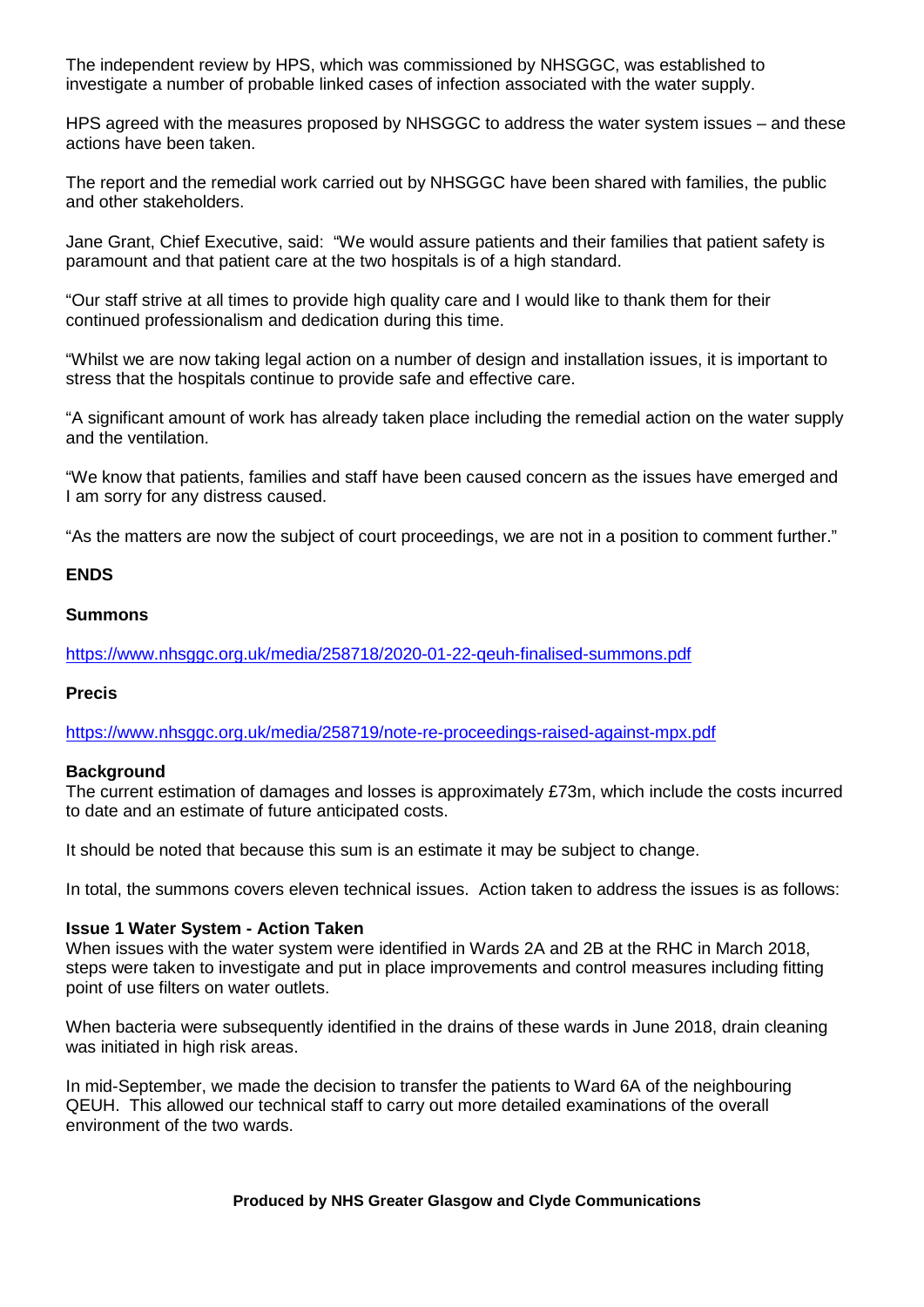The independent review by HPS, which was commissioned by NHSGGC, was established to investigate a number of probable linked cases of infection associated with the water supply.

HPS agreed with the measures proposed by NHSGGC to address the water system issues – and these actions have been taken.

The report and the remedial work carried out by NHSGGC have been shared with families, the public and other stakeholders.

Jane Grant, Chief Executive, said: "We would assure patients and their families that patient safety is paramount and that patient care at the two hospitals is of a high standard.

"Our staff strive at all times to provide high quality care and I would like to thank them for their continued professionalism and dedication during this time.

"Whilst we are now taking legal action on a number of design and installation issues, it is important to stress that the hospitals continue to provide safe and effective care.

"A significant amount of work has already taken place including the remedial action on the water supply and the ventilation.

"We know that patients, families and staff have been caused concern as the issues have emerged and I am sorry for any distress caused.

"As the matters are now the subject of court proceedings, we are not in a position to comment further."

**ENDS**

**Summons**

https://www.nhsggc.org.uk/media/258718/2020-01-22-qeuh-finalised-summons.pdf

**Precis**

https://www.nhsggc.org.uk/media/258719/note-re-proceedings-raised-against-mpx.pdf

**Background**

The current estimation of damages and losses is approximately £73m, which include the costs incurred to date and an estimate of future anticipated costs.

It should be noted that because this sum is an estimate it may be subject to change.

In total, the summons covers eleven technical issues. Action taken to address the issues is as follows:

**Issue 1 Water System - Action Taken**

When issues with the water system were identified in Wards 2A and 2B at the RHC in March 2018, steps were taken to investigate and put in place improvements and control measures including fitting point of use filters on water outlets.

When bacteria were subsequently identified in the drains of these wards in June 2018, drain cleaning was initiated in high risk areas.

In mid-September, we made the decision to transfer the patients to Ward 6A of the neighbouring QEUH. This allowed our technical staff to carry out more detailed examinations of the overall environment of the two wards.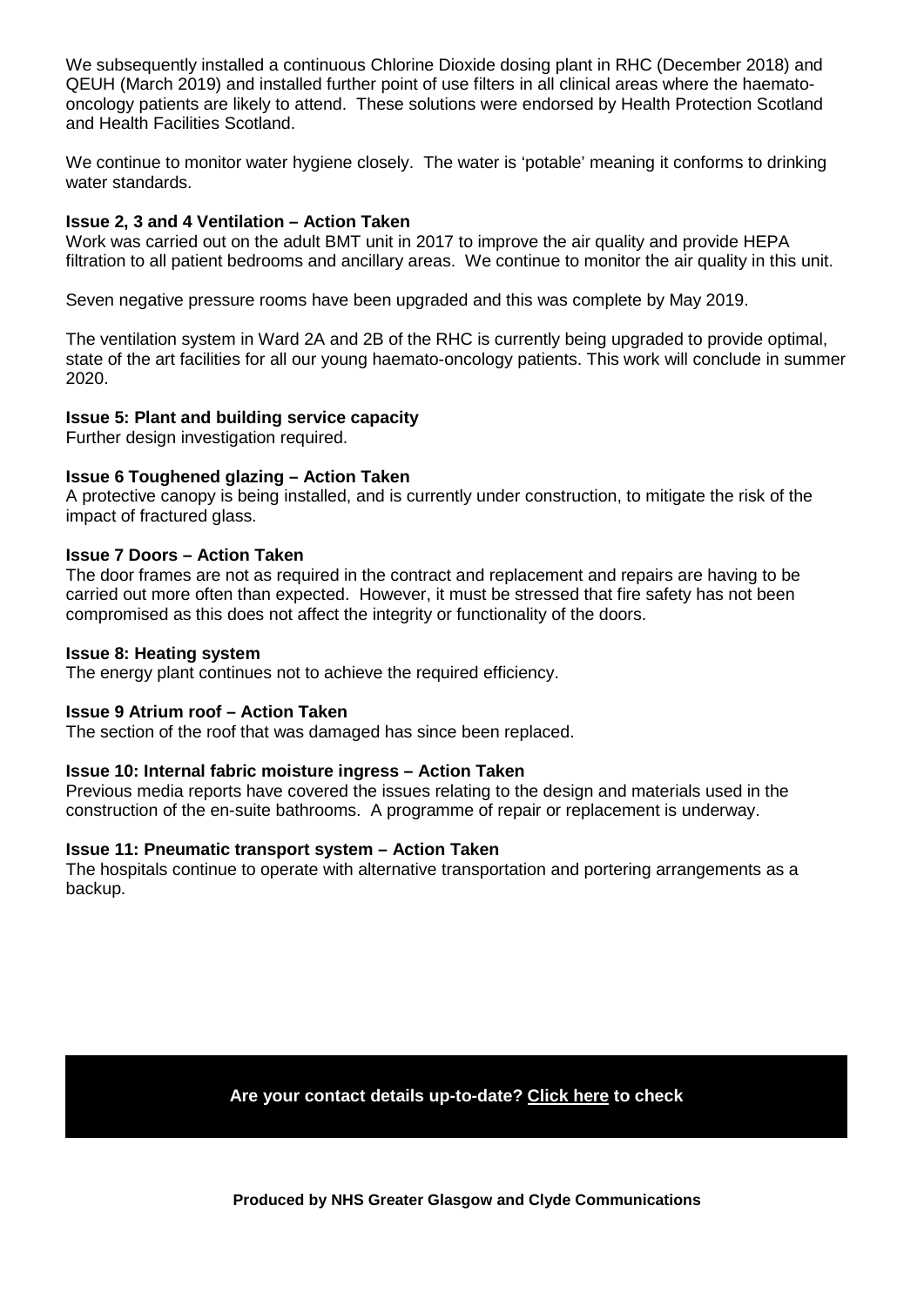We subsequently installed a continuous Chlorine Dioxide dosing plant in RHC (December 2018) and QEUH (March 2019) and installed further point of use filters in all clinical areas where the haemato-oncology patients are likely to attend. These solutions were endorsed by Health Protection Scotland and Health Facilities Scotland.

We continue to monitor water hygiene closely. The water is 'potable' meaning it conforms to drinking water standards.

**Issue 2, 3 and 4 Ventilation – Action Taken**
Work was carried out on the adult BMT unit in 2017 to improve the air quality and provide HEPA filtration to all patient bedrooms and ancillary areas. We continue to monitor the air quality in this unit.

Seven negative pressure rooms have been upgraded and this was complete by May 2019.

The ventilation system in Ward 2A and 2B of the RHC is currently being upgraded to provide optimal, state of the art facilities for all our young haemato-oncology patients. This work will conclude in summer 2020.

**Issue 5: Plant and building service capacity**
Further design investigation required.

**Issue 6 Toughened glazing – Action Taken**
A protective canopy is being installed, and is currently under construction, to mitigate the risk of the impact of fractured glass.

**Issue 7 Doors – Action Taken**
The door frames are not as required in the contract and replacement and repairs are having to be carried out more often than expected. However, it must be stressed that fire safety has not been compromised as this does not affect the integrity or functionality of the doors.

**Issue 8: Heating system**
The energy plant continues not to achieve the required efficiency.

**Issue 9 Atrium roof – Action Taken**
The section of the roof that was damaged has since been replaced.

**Issue 10: Internal fabric moisture ingress – Action Taken**
Previous media reports have covered the issues relating to the design and materials used in the construction of the en-suite bathrooms. A programme of repair or replacement is underway.

**Issue 11: Pneumatic transport system – Action Taken**
The hospitals continue to operate with alternative transportation and portering arrangements as a backup.

**Are your contact details up-to-date? Click here to check**

**Produced by NHS Greater Glasgow and Clyde Communications**